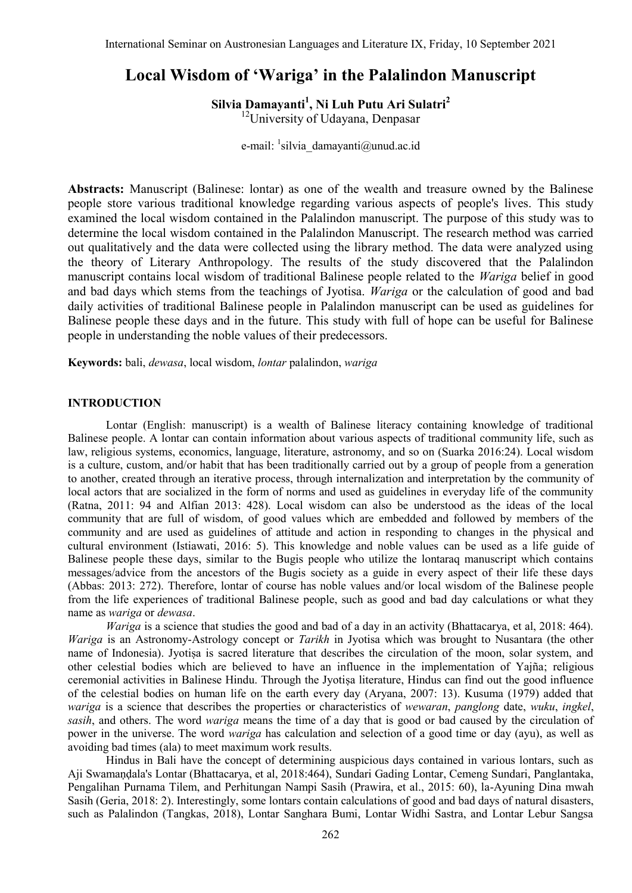# Local Wisdom of 'Wariga' in the Palalindon Manuscript

**Silvia Damayanti[1], Ni Luh Putu Ari Sulatri[2]**

[12]University of Udayana, Denpasar

e-mail: [1]silvia_damayanti@unud.ac.id

**Abstracts:** Manuscript (Balinese: lontar) as one of the wealth and treasure owned by the Balinese people store various traditional knowledge regarding various aspects of people's lives. This study examined the local wisdom contained in the Palalindon manuscript. The purpose of this study was to determine the local wisdom contained in the Palalindon Manuscript. The research method was carried out qualitatively and the data were collected using the library method. The data were analyzed using the theory of Literary Anthropology. The results of the study discovered that the Palalindon manuscript contains local wisdom of traditional Balinese people related to the *Wariga* belief in good and bad days which stems from the teachings of Jyotisa. *Wariga* or the calculation of good and bad daily activities of traditional Balinese people in Palalindon manuscript can be used as guidelines for Balinese people these days and in the future. This study with full of hope can be useful for Balinese people in understanding the noble values of their predecessors.

**Keywords:** bali, *dewasa*, local wisdom, *lontar* palalindon, *wariga*

## INTRODUCTION

Lontar (English: manuscript) is a wealth of Balinese literacy containing knowledge of traditional Balinese people. A lontar can contain information about various aspects of traditional community life, such as law, religious systems, economics, language, literature, astronomy, and so on (Suarka 2016:24). Local wisdom is a culture, custom, and/or habit that has been traditionally carried out by a group of people from a generation to another, created through an iterative process, through internalization and interpretation by the community of local actors that are socialized in the form of norms and used as guidelines in everyday life of the community (Ratna, 2011: 94 and Alfian 2013: 428). Local wisdom can also be understood as the ideas of the local community that are full of wisdom, of good values which are embedded and followed by members of the community and are used as guidelines of attitude and action in responding to changes in the physical and cultural environment (Istiawati, 2016: 5). This knowledge and noble values can be used as a life guide of Balinese people these days, similar to the Bugis people who utilize the lontaraq manuscript which contains messages/advice from the ancestors of the Bugis society as a guide in every aspect of their life these days (Abbas: 2013: 272). Therefore, lontar of course has noble values and/or local wisdom of the Balinese people from the life experiences of traditional Balinese people, such as good and bad day calculations or what they name as *wariga* or *dewasa*.

*Wariga* is a science that studies the good and bad of a day in an activity (Bhattacarya, et al, 2018: 464). *Wariga* is an Astronomy-Astrology concept or *Tarikh* in Jyotisa which was brought to Nusantara (the other name of Indonesia). Jyotiṣa is sacred literature that describes the circulation of the moon, solar system, and other celestial bodies which are believed to have an influence in the implementation of Yajña; religious ceremonial activities in Balinese Hindu. Through the Jyotiṣa literature, Hindus can find out the good influence of the celestial bodies on human life on the earth every day (Aryana, 2007: 13). Kusuma (1979) added that *wariga* is a science that describes the properties or characteristics of *wewaran*, *panglong* date, *wuku*, *ingkel*, *sasih*, and others. The word *wariga* means the time of a day that is good or bad caused by the circulation of power in the universe. The word *wariga* has calculation and selection of a good time or day (ayu), as well as avoiding bad times (ala) to meet maximum work results.

Hindus in Bali have the concept of determining auspicious days contained in various lontars, such as Aji Swamaṇḍala's Lontar (Bhattacarya, et al, 2018:464), Sundari Gading Lontar, Cemeng Sundari, Panglantaka, Pengalihan Purnama Tilem, and Perhitungan Nampi Sasih (Prawira, et al., 2015: 60), la-Ayuning Dina mwah Sasih (Geria, 2018: 2). Interestingly, some lontars contain calculations of good and bad days of natural disasters, such as Palalindon (Tangkas, 2018), Lontar Sanghara Bumi, Lontar Widhi Sastra, and Lontar Lebur Sangsa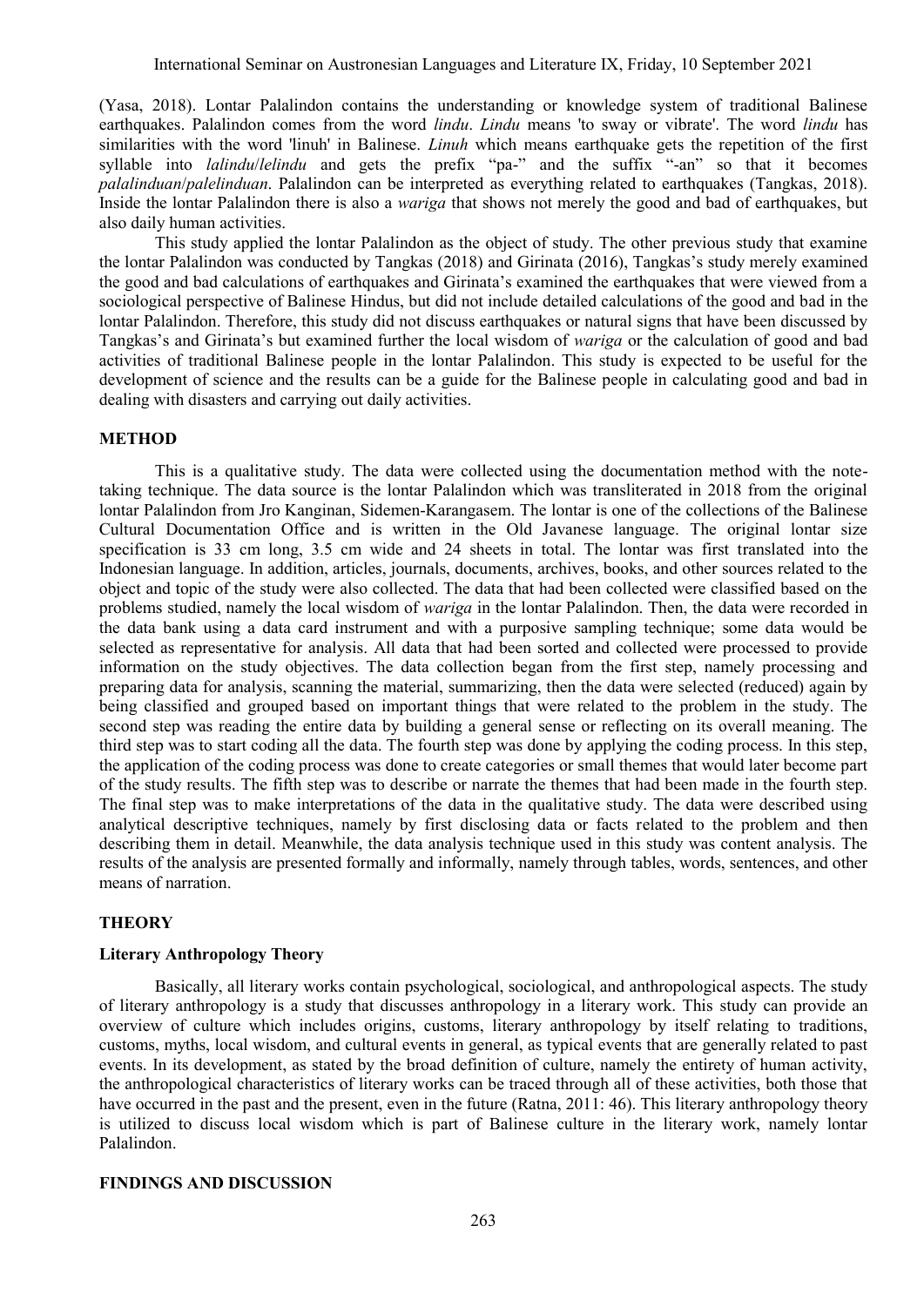(Yasa, 2018). Lontar Palalindon contains the understanding or knowledge system of traditional Balinese earthquakes. Palalindon comes from the word *lindu*. *Lindu* means 'to sway or vibrate'. The word *lindu* has similarities with the word 'linuh' in Balinese. *Linuh* which means earthquake gets the repetition of the first syllable into *lalindu*/*lelindu* and gets the prefix "pa-" and the suffix "-an" so that it becomes *palalinduan*/*palelinduan*. Palalindon can be interpreted as everything related to earthquakes (Tangkas, 2018). Inside the lontar Palalindon there is also a *wariga* that shows not merely the good and bad of earthquakes, but also daily human activities.

This study applied the lontar Palalindon as the object of study. The other previous study that examine the lontar Palalindon was conducted by Tangkas (2018) and Girinata (2016), Tangkas's study merely examined the good and bad calculations of earthquakes and Girinata's examined the earthquakes that were viewed from a sociological perspective of Balinese Hindus, but did not include detailed calculations of the good and bad in the lontar Palalindon. Therefore, this study did not discuss earthquakes or natural signs that have been discussed by Tangkas's and Girinata's but examined further the local wisdom of *wariga* or the calculation of good and bad activities of traditional Balinese people in the lontar Palalindon. This study is expected to be useful for the development of science and the results can be a guide for the Balinese people in calculating good and bad in dealing with disasters and carrying out daily activities.

## METHOD

This is a qualitative study. The data were collected using the documentation method with the note-taking technique. The data source is the lontar Palalindon which was transliterated in 2018 from the original lontar Palalindon from Jro Kanginan, Sidemen-Karangasem. The lontar is one of the collections of the Balinese Cultural Documentation Office and is written in the Old Javanese language. The original lontar size specification is 33 cm long, 3.5 cm wide and 24 sheets in total. The lontar was first translated into the Indonesian language. In addition, articles, journals, documents, archives, books, and other sources related to the object and topic of the study were also collected. The data that had been collected were classified based on the problems studied, namely the local wisdom of *wariga* in the lontar Palalindon. Then, the data were recorded in the data bank using a data card instrument and with a purposive sampling technique; some data would be selected as representative for analysis. All data that had been sorted and collected were processed to provide information on the study objectives. The data collection began from the first step, namely processing and preparing data for analysis, scanning the material, summarizing, then the data were selected (reduced) again by being classified and grouped based on important things that were related to the problem in the study. The second step was reading the entire data by building a general sense or reflecting on its overall meaning. The third step was to start coding all the data. The fourth step was done by applying the coding process. In this step, the application of the coding process was done to create categories or small themes that would later become part of the study results. The fifth step was to describe or narrate the themes that had been made in the fourth step. The final step was to make interpretations of the data in the qualitative study. The data were described using analytical descriptive techniques, namely by first disclosing data or facts related to the problem and then describing them in detail. Meanwhile, the data analysis technique used in this study was content analysis. The results of the analysis are presented formally and informally, namely through tables, words, sentences, and other means of narration.

## THEORY

### Literary Anthropology Theory

Basically, all literary works contain psychological, sociological, and anthropological aspects. The study of literary anthropology is a study that discusses anthropology in a literary work. This study can provide an overview of culture which includes origins, customs, literary anthropology by itself relating to traditions, customs, myths, local wisdom, and cultural events in general, as typical events that are generally related to past events. In its development, as stated by the broad definition of culture, namely the entirety of human activity, the anthropological characteristics of literary works can be traced through all of these activities, both those that have occurred in the past and the present, even in the future (Ratna, 2011: 46). This literary anthropology theory is utilized to discuss local wisdom which is part of Balinese culture in the literary work, namely lontar Palalindon.

## FINDINGS AND DISCUSSION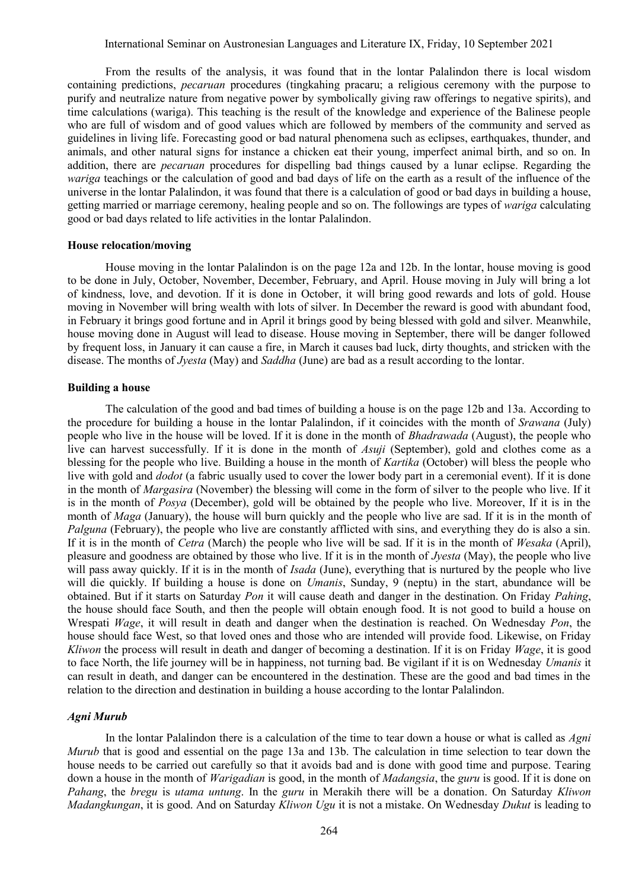From the results of the analysis, it was found that in the lontar Palalindon there is local wisdom containing predictions, *pecaruan* procedures (tingkahing pracaru; a religious ceremony with the purpose to purify and neutralize nature from negative power by symbolically giving raw offerings to negative spirits), and time calculations (wariga). This teaching is the result of the knowledge and experience of the Balinese people who are full of wisdom and of good values which are followed by members of the community and served as guidelines in living life. Forecasting good or bad natural phenomena such as eclipses, earthquakes, thunder, and animals, and other natural signs for instance a chicken eat their young, imperfect animal birth, and so on. In addition, there are *pecaruan* procedures for dispelling bad things caused by a lunar eclipse. Regarding the *wariga* teachings or the calculation of good and bad days of life on the earth as a result of the influence of the universe in the lontar Palalindon, it was found that there is a calculation of good or bad days in building a house, getting married or marriage ceremony, healing people and so on. The followings are types of *wariga* calculating good or bad days related to life activities in the lontar Palalindon.

### House relocation/moving

House moving in the lontar Palalindon is on the page 12a and 12b. In the lontar, house moving is good to be done in July, October, November, December, February, and April. House moving in July will bring a lot of kindness, love, and devotion. If it is done in October, it will bring good rewards and lots of gold. House moving in November will bring wealth with lots of silver. In December the reward is good with abundant food, in February it brings good fortune and in April it brings good by being blessed with gold and silver. Meanwhile, house moving done in August will lead to disease. House moving in September, there will be danger followed by frequent loss, in January it can cause a fire, in March it causes bad luck, dirty thoughts, and stricken with the disease. The months of *Jyesta* (May) and *Saddha* (June) are bad as a result according to the lontar.

### Building a house

The calculation of the good and bad times of building a house is on the page 12b and 13a. According to the procedure for building a house in the lontar Palalindon, if it coincides with the month of *Srawana* (July) people who live in the house will be loved. If it is done in the month of *Bhadrawada* (August), the people who live can harvest successfully. If it is done in the month of *Asuji* (September), gold and clothes come as a blessing for the people who live. Building a house in the month of *Kartika* (October) will bless the people who live with gold and *dodot* (a fabric usually used to cover the lower body part in a ceremonial event). If it is done in the month of *Margasira* (November) the blessing will come in the form of silver to the people who live. If it is in the month of *Posya* (December), gold will be obtained by the people who live. Moreover, If it is in the month of *Maga* (January), the house will burn quickly and the people who live are sad. If it is in the month of *Palguna* (February), the people who live are constantly afflicted with sins, and everything they do is also a sin. If it is in the month of *Cetra* (March) the people who live will be sad. If it is in the month of *Wesaka* (April), pleasure and goodness are obtained by those who live. If it is in the month of *Jyesta* (May), the people who live will pass away quickly. If it is in the month of *Isada* (June), everything that is nurtured by the people who live will die quickly. If building a house is done on *Umanis*, Sunday, 9 (neptu) in the start, abundance will be obtained. But if it starts on Saturday *Pon* it will cause death and danger in the destination. On Friday *Pahing*, the house should face South, and then the people will obtain enough food. It is not good to build a house on Wrespati *Wage*, it will result in death and danger when the destination is reached. On Wednesday *Pon*, the house should face West, so that loved ones and those who are intended will provide food. Likewise, on Friday *Kliwon* the process will result in death and danger of becoming a destination. If it is on Friday *Wage*, it is good to face North, the life journey will be in happiness, not turning bad. Be vigilant if it is on Wednesday *Umanis* it can result in death, and danger can be encountered in the destination. These are the good and bad times in the relation to the direction and destination in building a house according to the lontar Palalindon.

### *Agni Murub*

In the lontar Palalindon there is a calculation of the time to tear down a house or what is called as *Agni Murub* that is good and essential on the page 13a and 13b. The calculation in time selection to tear down the house needs to be carried out carefully so that it avoids bad and is done with good time and purpose. Tearing down a house in the month of *Warigadian* is good, in the month of *Madangsia*, the *guru* is good. If it is done on *Pahang*, the *bregu* is *utama untung*. In the *guru* in Merakih there will be a donation. On Saturday *Kliwon Madangkungan*, it is good. And on Saturday *Kliwon Ugu* it is not a mistake. On Wednesday *Dukut* is leading to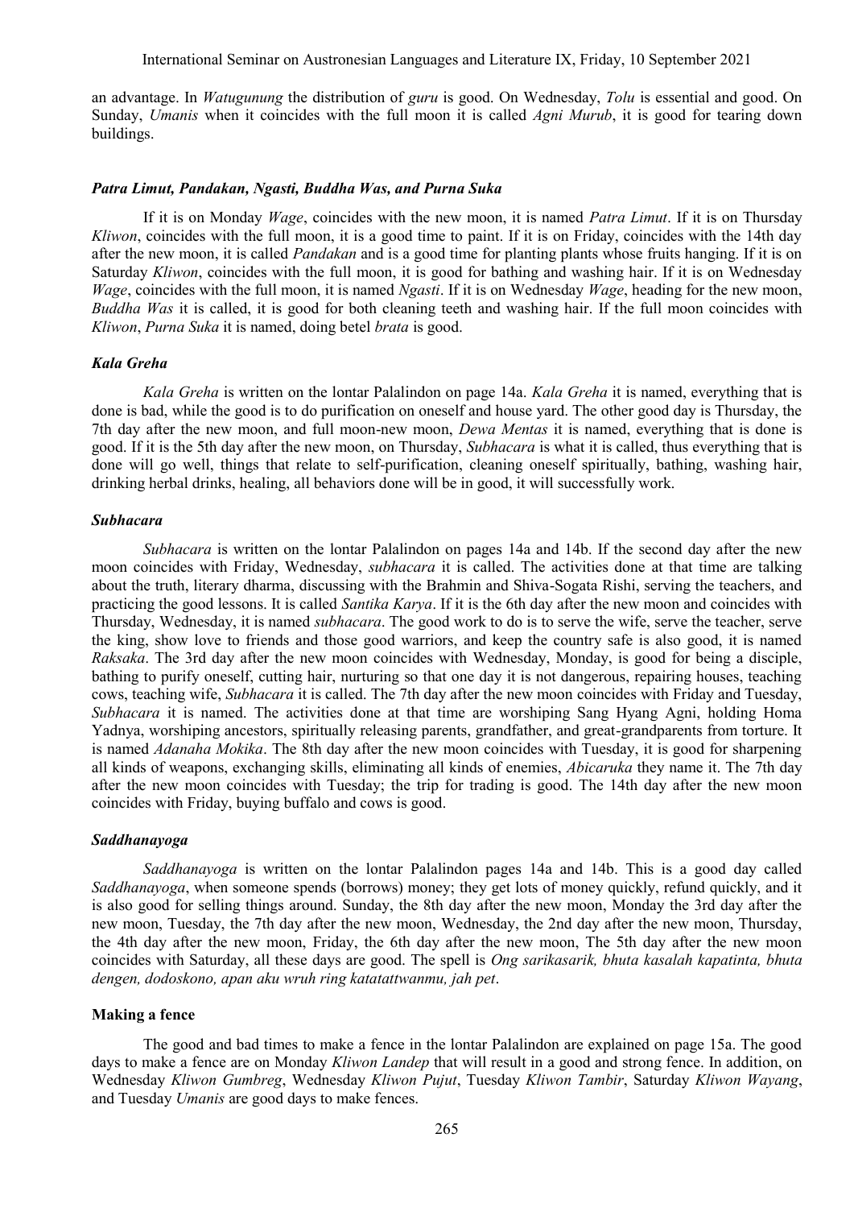an advantage. In *Watugunung* the distribution of *guru* is good. On Wednesday, *Tolu* is essential and good. On Sunday, *Umanis* when it coincides with the full moon it is called *Agni Murub*, it is good for tearing down buildings.

#### *Patra Limut, Pandakan, Ngasti, Buddha Was, and Purna Suka*

If it is on Monday *Wage*, coincides with the new moon, it is named *Patra Limut*. If it is on Thursday *Kliwon*, coincides with the full moon, it is a good time to paint. If it is on Friday, coincides with the 14th day after the new moon, it is called *Pandakan* and is a good time for planting plants whose fruits hanging. If it is on Saturday *Kliwon*, coincides with the full moon, it is good for bathing and washing hair. If it is on Wednesday *Wage*, coincides with the full moon, it is named *Ngasti*. If it is on Wednesday *Wage*, heading for the new moon, *Buddha Was* it is called, it is good for both cleaning teeth and washing hair. If the full moon coincides with *Kliwon*, *Purna Suka* it is named, doing betel *brata* is good.

#### *Kala Greha*

*Kala Greha* is written on the lontar Palalindon on page 14a. *Kala Greha* it is named, everything that is done is bad, while the good is to do purification on oneself and house yard. The other good day is Thursday, the 7th day after the new moon, and full moon-new moon, *Dewa Mentas* it is named, everything that is done is good. If it is the 5th day after the new moon, on Thursday, *Subhacara* is what it is called, thus everything that is done will go well, things that relate to self-purification, cleaning oneself spiritually, bathing, washing hair, drinking herbal drinks, healing, all behaviors done will be in good, it will successfully work.

#### *Subhacara*

*Subhacara* is written on the lontar Palalindon on pages 14a and 14b. If the second day after the new moon coincides with Friday, Wednesday, *subhacara* it is called. The activities done at that time are talking about the truth, literary dharma, discussing with the Brahmin and Shiva-Sogata Rishi, serving the teachers, and practicing the good lessons. It is called *Santika Karya*. If it is the 6th day after the new moon and coincides with Thursday, Wednesday, it is named *subhacara*. The good work to do is to serve the wife, serve the teacher, serve the king, show love to friends and those good warriors, and keep the country safe is also good, it is named *Raksaka*. The 3rd day after the new moon coincides with Wednesday, Monday, is good for being a disciple, bathing to purify oneself, cutting hair, nurturing so that one day it is not dangerous, repairing houses, teaching cows, teaching wife, *Subhacara* it is called. The 7th day after the new moon coincides with Friday and Tuesday, *Subhacara* it is named. The activities done at that time are worshiping Sang Hyang Agni, holding Homa Yadnya, worshiping ancestors, spiritually releasing parents, grandfather, and great-grandparents from torture. It is named *Adanaha Mokika*. The 8th day after the new moon coincides with Tuesday, it is good for sharpening all kinds of weapons, exchanging skills, eliminating all kinds of enemies, *Abicaruka* they name it. The 7th day after the new moon coincides with Tuesday; the trip for trading is good. The 14th day after the new moon coincides with Friday, buying buffalo and cows is good.

#### *Saddhanayoga*

*Saddhanayoga* is written on the lontar Palalindon pages 14a and 14b. This is a good day called *Saddhanayoga*, when someone spends (borrows) money; they get lots of money quickly, refund quickly, and it is also good for selling things around. Sunday, the 8th day after the new moon, Monday the 3rd day after the new moon, Tuesday, the 7th day after the new moon, Wednesday, the 2nd day after the new moon, Thursday, the 4th day after the new moon, Friday, the 6th day after the new moon, The 5th day after the new moon coincides with Saturday, all these days are good. The spell is *Ong sarikasarik, bhuta kasalah kapatinta, bhuta dengen, dodoskono, apan aku wruh ring katatattwanmu, jah pet*.

#### **Making a fence**

The good and bad times to make a fence in the lontar Palalindon are explained on page 15a. The good days to make a fence are on Monday *Kliwon Landep* that will result in a good and strong fence. In addition, on Wednesday *Kliwon Gumbreg*, Wednesday *Kliwon Pujut*, Tuesday *Kliwon Tambir*, Saturday *Kliwon Wayang*, and Tuesday *Umanis* are good days to make fences.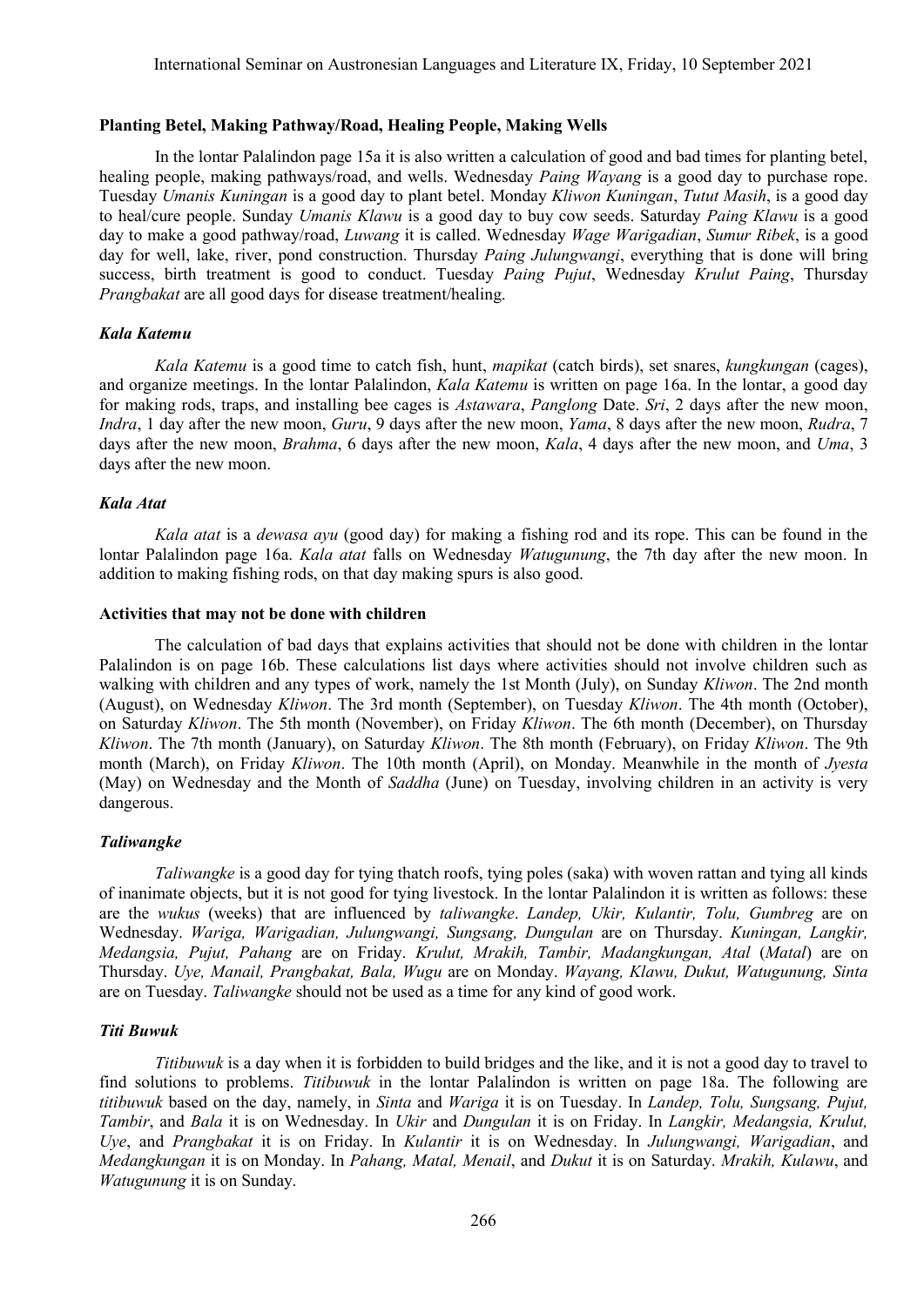### Planting Betel, Making Pathway/Road, Healing People, Making Wells

In the lontar Palalindon page 15a it is also written a calculation of good and bad times for planting betel, healing people, making pathways/road, and wells. Wednesday *Paing Wayang* is a good day to purchase rope. Tuesday *Umanis Kuningan* is a good day to plant betel. Monday *Kliwon Kuningan*, *Tutut Masih*, is a good day to heal/cure people. Sunday *Umanis Klawu* is a good day to buy cow seeds. Saturday *Paing Klawu* is a good day to make a good pathway/road, *Luwang* it is called. Wednesday *Wage Warigadian*, *Sumur Ribek*, is a good day for well, lake, river, pond construction. Thursday *Paing Julungwangi*, everything that is done will bring success, birth treatment is good to conduct. Tuesday *Paing Pujut*, Wednesday *Krulut Paing*, Thursday *Prangbakat* are all good days for disease treatment/healing.

### *Kala Katemu*

*Kala Katemu* is a good time to catch fish, hunt, *mapikat* (catch birds), set snares, *kungkungan* (cages), and organize meetings. In the lontar Palalindon, *Kala Katemu* is written on page 16a. In the lontar, a good day for making rods, traps, and installing bee cages is *Astawara*, *Panglong* Date. *Sri*, 2 days after the new moon, *Indra*, 1 day after the new moon, *Guru*, 9 days after the new moon, *Yama*, 8 days after the new moon, *Rudra*, 7 days after the new moon, *Brahma*, 6 days after the new moon, *Kala*, 4 days after the new moon, and *Uma*, 3 days after the new moon.

### *Kala Atat*

*Kala atat* is a *dewasa ayu* (good day) for making a fishing rod and its rope. This can be found in the lontar Palalindon page 16a. *Kala atat* falls on Wednesday *Watugunung*, the 7th day after the new moon. In addition to making fishing rods, on that day making spurs is also good.

### Activities that may not be done with children

The calculation of bad days that explains activities that should not be done with children in the lontar Palalindon is on page 16b. These calculations list days where activities should not involve children such as walking with children and any types of work, namely the 1st Month (July), on Sunday *Kliwon*. The 2nd month (August), on Wednesday *Kliwon*. The 3rd month (September), on Tuesday *Kliwon*. The 4th month (October), on Saturday *Kliwon*. The 5th month (November), on Friday *Kliwon*. The 6th month (December), on Thursday *Kliwon*. The 7th month (January), on Saturday *Kliwon*. The 8th month (February), on Friday *Kliwon*. The 9th month (March), on Friday *Kliwon*. The 10th month (April), on Monday. Meanwhile in the month of *Jyesta* (May) on Wednesday and the Month of *Saddha* (June) on Tuesday, involving children in an activity is very dangerous.

### *Taliwangke*

*Taliwangke* is a good day for tying thatch roofs, tying poles (saka) with woven rattan and tying all kinds of inanimate objects, but it is not good for tying livestock. In the lontar Palalindon it is written as follows: these are the *wukus* (weeks) that are influenced by *taliwangke*. *Landep, Ukir, Kulantir, Tolu, Gumbreg* are on Wednesday. *Wariga, Warigadian, Julungwangi, Sungsang, Dungulan* are on Thursday. *Kuningan, Langkir, Medangsia, Pujut, Pahang* are on Friday. *Krulut, Mrakih, Tambir, Madangkungan, Atal* (*Matal*) are on Thursday. *Uye, Manail, Prangbakat, Bala, Wugu* are on Monday. *Wayang, Klawu, Dukut, Watugunung, Sinta* are on Tuesday. *Taliwangke* should not be used as a time for any kind of good work.

### *Titi Buwuk*

*Titibuwuk* is a day when it is forbidden to build bridges and the like, and it is not a good day to travel to find solutions to problems. *Titibuwuk* in the lontar Palalindon is written on page 18a. The following are *titibuwuk* based on the day, namely, in *Sinta* and *Wariga* it is on Tuesday. In *Landep, Tolu, Sungsang, Pujut, Tambir*, and *Bala* it is on Wednesday. In *Ukir* and *Dungulan* it is on Friday. In *Langkir, Medangsia, Krulut, Uye*, and *Prangbakat* it is on Friday. In *Kulantir* it is on Wednesday. In *Julungwangi, Warigadian*, and *Medangkungan* it is on Monday. In *Pahang, Matal, Menail*, and *Dukut* it is on Saturday. *Mrakih, Kulawu*, and *Watugunung* it is on Sunday.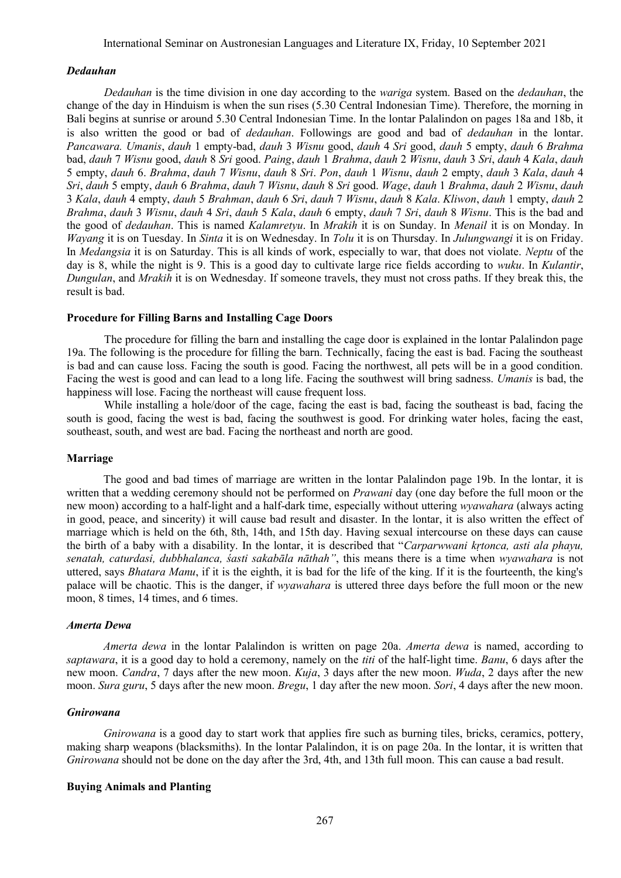### *Dedauhan*

*Dedauhan* is the time division in one day according to the *wariga* system. Based on the *dedauhan*, the change of the day in Hinduism is when the sun rises (5.30 Central Indonesian Time). Therefore, the morning in Bali begins at sunrise or around 5.30 Central Indonesian Time. In the lontar Palalindon on pages 18a and 18b, it is also written the good or bad of *dedauhan*. Followings are good and bad of *dedauhan* in the lontar. *Pancawara. Umanis*, *dauh* 1 empty-bad, *dauh* 3 *Wisnu* good, *dauh* 4 *Sri* good, *dauh* 5 empty, *dauh* 6 *Brahma* bad, *dauh* 7 *Wisnu* good, *dauh* 8 *Sri* good. *Paing*, *dauh* 1 *Brahma*, *dauh* 2 *Wisnu*, *dauh* 3 *Sri*, *dauh* 4 *Kala*, *dauh* 5 empty, *dauh* 6. *Brahma*, *dauh* 7 *Wisnu*, *dauh* 8 *Sri*. *Pon*, *dauh* 1 *Wisnu*, *dauh* 2 empty, *dauh* 3 *Kala*, *dauh* 4 *Sri*, *dauh* 5 empty, *dauh* 6 *Brahma*, *dauh* 7 *Wisnu*, *dauh* 8 *Sri* good. *Wage*, *dauh* 1 *Brahma*, *dauh* 2 *Wisnu*, *dauh* 3 *Kala*, *dauh* 4 empty, *dauh* 5 *Brahman*, *dauh* 6 *Sri*, *dauh* 7 *Wisnu*, *dauh* 8 *Kala*. *Kliwon*, *dauh* 1 empty, *dauh* 2 *Brahma*, *dauh* 3 *Wisnu*, *dauh* 4 *Sri*, *dauh* 5 *Kala*, *dauh* 6 empty, *dauh* 7 *Sri*, *dauh* 8 *Wisnu*. This is the bad and the good of *dedauhan*. This is named *Kalamretyu*. In *Mrakih* it is on Sunday. In *Menail* it is on Monday. In *Wayang* it is on Tuesday. In *Sinta* it is on Wednesday. In *Tolu* it is on Thursday. In *Julungwangi* it is on Friday. In *Medangsia* it is on Saturday. This is all kinds of work, especially to war, that does not violate. *Neptu* of the day is 8, while the night is 9. This is a good day to cultivate large rice fields according to *wuku*. In *Kulantir*, *Dungulan*, and *Mrakih* it is on Wednesday. If someone travels, they must not cross paths. If they break this, the result is bad.

### Procedure for Filling Barns and Installing Cage Doors

The procedure for filling the barn and installing the cage door is explained in the lontar Palalindon page 19a. The following is the procedure for filling the barn. Technically, facing the east is bad. Facing the southeast is bad and can cause loss. Facing the south is good. Facing the northwest, all pets will be in a good condition. Facing the west is good and can lead to a long life. Facing the southwest will bring sadness. *Umanis* is bad, the happiness will lose. Facing the northeast will cause frequent loss.

While installing a hole/door of the cage, facing the east is bad, facing the southeast is bad, facing the south is good, facing the west is bad, facing the southwest is good. For drinking water holes, facing the east, southeast, south, and west are bad. Facing the northeast and north are good.

### Marriage

The good and bad times of marriage are written in the lontar Palalindon page 19b. In the lontar, it is written that a wedding ceremony should not be performed on *Prawani* day (one day before the full moon or the new moon) according to a half-light and a half-dark time, especially without uttering *wyawahara* (always acting in good, peace, and sincerity) it will cause bad result and disaster. In the lontar, it is also written the effect of marriage which is held on the 6th, 8th, 14th, and 15th day. Having sexual intercourse on these days can cause the birth of a baby with a disability. In the lontar, it is described that "*Carparwwani kṛtonca, asti ala phayu, senatah, caturdasi, dubbhalanca, śasti sakabāla nāthah"*, this means there is a time when *wyawahara* is not uttered, says *Bhatara Manu*, if it is the eighth, it is bad for the life of the king. If it is the fourteenth, the king's palace will be chaotic. This is the danger, if *wyawahara* is uttered three days before the full moon or the new moon, 8 times, 14 times, and 6 times.

### *Amerta Dewa*

*Amerta dewa* in the lontar Palalindon is written on page 20a. *Amerta dewa* is named, according to *saptawara*, it is a good day to hold a ceremony, namely on the *titi* of the half-light time. *Banu*, 6 days after the new moon. *Candra*, 7 days after the new moon. *Kuja*, 3 days after the new moon. *Wuda*, 2 days after the new moon. *Sura guru*, 5 days after the new moon. *Bregu*, 1 day after the new moon. *Sori*, 4 days after the new moon.

### *Gnirowana*

*Gnirowana* is a good day to start work that applies fire such as burning tiles, bricks, ceramics, pottery, making sharp weapons (blacksmiths). In the lontar Palalindon, it is on page 20a. In the lontar, it is written that *Gnirowana* should not be done on the day after the 3rd, 4th, and 13th full moon. This can cause a bad result.

### Buying Animals and Planting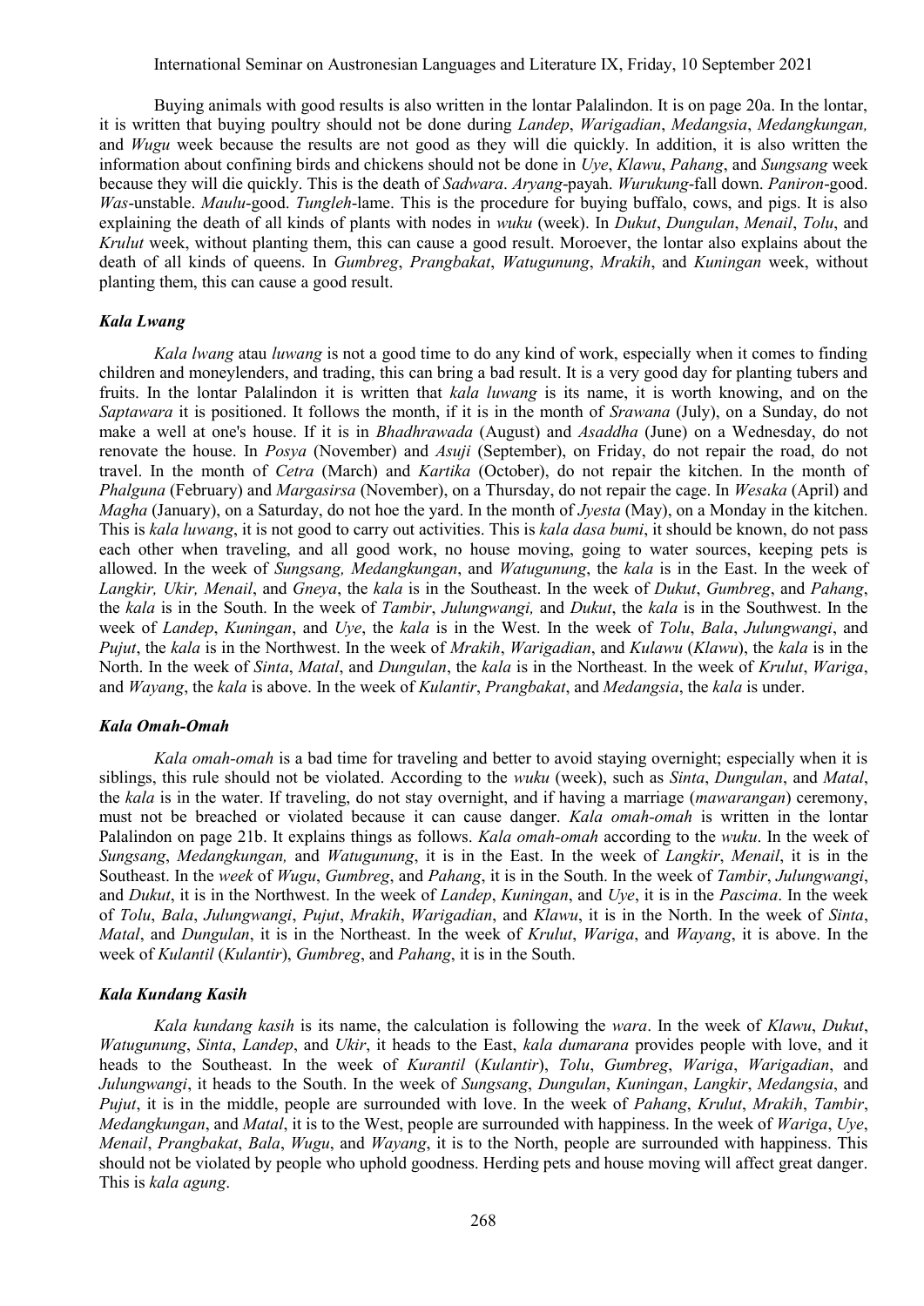Buying animals with good results is also written in the lontar Palalindon. It is on page 20a. In the lontar, it is written that buying poultry should not be done during *Landep*, *Warigadian*, *Medangsia*, *Medangkungan,* and *Wugu* week because the results are not good as they will die quickly. In addition, it is also written the information about confining birds and chickens should not be done in *Uye*, *Klawu*, *Pahang*, and *Sungsang* week because they will die quickly. This is the death of *Sadwara*. *Aryang*-payah. *Wurukung*-fall down. *Paniron*-good. *Was*-unstable. *Maulu*-good. *Tungleh*-lame. This is the procedure for buying buffalo, cows, and pigs. It is also explaining the death of all kinds of plants with nodes in *wuku* (week). In *Dukut*, *Dungulan*, *Menail*, *Tolu*, and *Krulut* week, without planting them, this can cause a good result. Moroever, the lontar also explains about the death of all kinds of queens. In *Gumbreg*, *Prangbakat*, *Watugunung*, *Mrakih*, and *Kuningan* week, without planting them, this can cause a good result.

### *Kala Lwang*

*Kala lwang* atau *luwang* is not a good time to do any kind of work, especially when it comes to finding children and moneylenders, and trading, this can bring a bad result. It is a very good day for planting tubers and fruits. In the lontar Palalindon it is written that *kala luwang* is its name, it is worth knowing, and on the *Saptawara* it is positioned. It follows the month, if it is in the month of *Srawana* (July), on a Sunday, do not make a well at one's house. If it is in *Bhadhrawada* (August) and *Asaddha* (June) on a Wednesday, do not renovate the house. In *Posya* (November) and *Asuji* (September), on Friday, do not repair the road, do not travel. In the month of *Cetra* (March) and *Kartika* (October), do not repair the kitchen. In the month of *Phalguna* (February) and *Margasirsa* (November), on a Thursday, do not repair the cage. In *Wesaka* (April) and *Magha* (January), on a Saturday, do not hoe the yard. In the month of *Jyesta* (May), on a Monday in the kitchen. This is *kala luwang*, it is not good to carry out activities. This is *kala dasa bumi*, it should be known, do not pass each other when traveling, and all good work, no house moving, going to water sources, keeping pets is allowed. In the week of *Sungsang, Medangkungan,* and *Watugunung*, the *kala* is in the East. In the week of *Langkir, Ukir, Menail*, and *Gneya*, the *kala* is in the Southeast. In the week of *Dukut*, *Gumbreg*, and *Pahang*, the *kala* is in the South. In the week of *Tambir*, *Julungwangi,* and *Dukut*, the *kala* is in the Southwest. In the week of *Landep*, *Kuningan*, and *Uye*, the *kala* is in the West. In the week of *Tolu*, *Bala*, *Julungwangi*, and *Pujut*, the *kala* is in the Northwest. In the week of *Mrakih*, *Warigadian*, and *Kulawu* (*Klawu*), the *kala* is in the North. In the week of *Sinta*, *Matal*, and *Dungulan*, the *kala* is in the Northeast. In the week of *Krulut*, *Wariga*, and *Wayang*, the *kala* is above. In the week of *Kulantir*, *Prangbakat*, and *Medangsia*, the *kala* is under.

### *Kala Omah-Omah*

*Kala omah-omah* is a bad time for traveling and better to avoid staying overnight; especially when it is siblings, this rule should not be violated. According to the *wuku* (week), such as *Sinta*, *Dungulan*, and *Matal*, the *kala* is in the water. If traveling, do not stay overnight, and if having a marriage (*mawarangan*) ceremony, must not be breached or violated because it can cause danger. *Kala omah-omah* is written in the lontar Palalindon on page 21b. It explains things as follows. *Kala omah-omah* according to the *wuku*. In the week of *Sungsang*, *Medangkungan,* and *Watugunung*, it is in the East. In the week of *Langkir*, *Menail*, it is in the Southeast. In the *week* of *Wugu*, *Gumbreg*, and *Pahang*, it is in the South. In the week of *Tambir*, *Julungwangi*, and *Dukut*, it is in the Northwest. In the week of *Landep*, *Kuningan*, and *Uye*, it is in the *Pascima*. In the week of *Tolu*, *Bala*, *Julungwangi*, *Pujut*, *Mrakih*, *Warigadian*, and *Klawu*, it is in the North. In the week of *Sinta*, *Matal*, and *Dungulan*, it is in the Northeast. In the week of *Krulut*, *Wariga*, and *Wayang*, it is above. In the week of *Kulantil* (*Kulantir*), *Gumbreg*, and *Pahang*, it is in the South.

### *Kala Kundang Kasih*

*Kala kundang kasih* is its name, the calculation is following the *wara*. In the week of *Klawu*, *Dukut*, *Watugunung*, *Sinta*, *Landep*, and *Ukir*, it heads to the East, *kala dumarana* provides people with love, and it heads to the Southeast. In the week of *Kurantil* (*Kulantir*), *Tolu*, *Gumbreg*, *Wariga*, *Warigadian*, and *Julungwangi*, it heads to the South. In the week of *Sungsang*, *Dungulan*, *Kuningan*, *Langkir*, *Medangsia*, and *Pujut*, it is in the middle, people are surrounded with love. In the week of *Pahang*, *Krulut*, *Mrakih*, *Tambir*, *Medangkungan*, and *Matal*, it is to the West, people are surrounded with happiness. In the week of *Wariga*, *Uye*, *Menail*, *Prangbakat*, *Bala*, *Wugu*, and *Wayang*, it is to the North, people are surrounded with happiness. This should not be violated by people who uphold goodness. Herding pets and house moving will affect great danger. This is *kala agung*.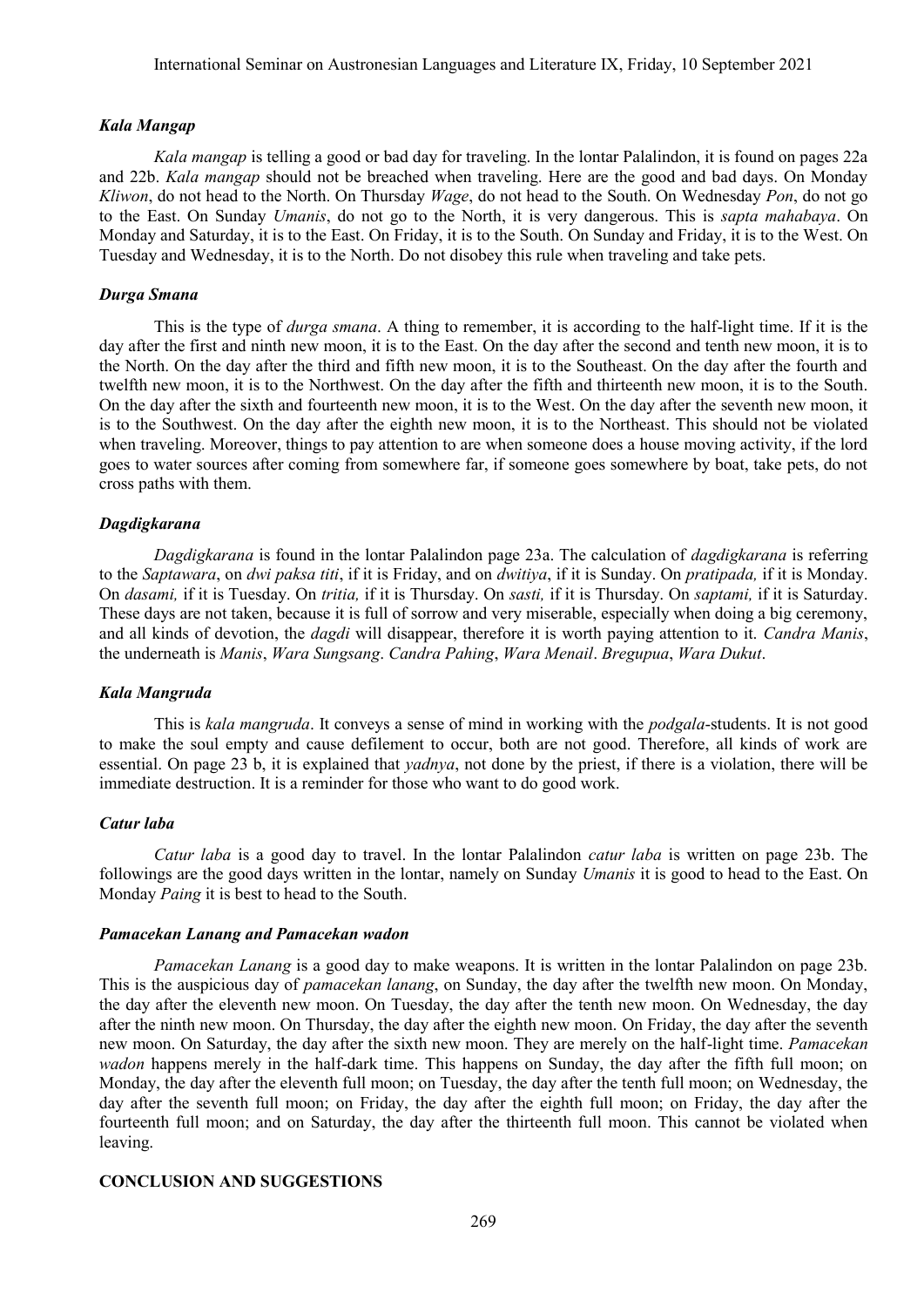### *Kala Mangap*

*Kala mangap* is telling a good or bad day for traveling. In the lontar Palalindon, it is found on pages 22a and 22b. *Kala mangap* should not be breached when traveling. Here are the good and bad days. On Monday *Kliwon*, do not head to the North. On Thursday *Wage*, do not head to the South. On Wednesday *Pon*, do not go to the East. On Sunday *Umanis*, do not go to the North, it is very dangerous. This is *sapta mahabaya*. On Monday and Saturday, it is to the East. On Friday, it is to the South. On Sunday and Friday, it is to the West. On Tuesday and Wednesday, it is to the North. Do not disobey this rule when traveling and take pets.

### *Durga Smana*

This is the type of *durga smana*. A thing to remember, it is according to the half-light time. If it is the day after the first and ninth new moon, it is to the East. On the day after the second and tenth new moon, it is to the North. On the day after the third and fifth new moon, it is to the Southeast. On the day after the fourth and twelfth new moon, it is to the Northwest. On the day after the fifth and thirteenth new moon, it is to the South. On the day after the sixth and fourteenth new moon, it is to the West. On the day after the seventh new moon, it is to the Southwest. On the day after the eighth new moon, it is to the Northeast. This should not be violated when traveling. Moreover, things to pay attention to are when someone does a house moving activity, if the lord goes to water sources after coming from somewhere far, if someone goes somewhere by boat, take pets, do not cross paths with them.

### *Dagdigkarana*

*Dagdigkarana* is found in the lontar Palalindon page 23a. The calculation of *dagdigkarana* is referring to the *Saptawara*, on *dwi paksa titi*, if it is Friday, and on *dwitiya*, if it is Sunday. On *pratipada,* if it is Monday. On *dasami,* if it is Tuesday. On *tritia,* if it is Thursday. On *sasti,* if it is Thursday. On *saptami,* if it is Saturday. These days are not taken, because it is full of sorrow and very miserable, especially when doing a big ceremony, and all kinds of devotion, the *dagdi* will disappear, therefore it is worth paying attention to it. *Candra Manis*, the underneath is *Manis*, *Wara Sungsang*. *Candra Pahing*, *Wara Menail*. *Bregupua*, *Wara Dukut*.

### *Kala Mangruda*

This is *kala mangruda*. It conveys a sense of mind in working with the *podgala*-students. It is not good to make the soul empty and cause defilement to occur, both are not good. Therefore, all kinds of work are essential. On page 23 b, it is explained that *yadnya*, not done by the priest, if there is a violation, there will be immediate destruction. It is a reminder for those who want to do good work.

### *Catur laba*

*Catur laba* is a good day to travel. In the lontar Palalindon *catur laba* is written on page 23b. The followings are the good days written in the lontar, namely on Sunday *Umanis* it is good to head to the East. On Monday *Paing* it is best to head to the South.

### *Pamacekan Lanang and Pamacekan wadon*

*Pamacekan Lanang* is a good day to make weapons. It is written in the lontar Palalindon on page 23b. This is the auspicious day of *pamacekan lanang*, on Sunday, the day after the twelfth new moon. On Monday, the day after the eleventh new moon. On Tuesday, the day after the tenth new moon. On Wednesday, the day after the ninth new moon. On Thursday, the day after the eighth new moon. On Friday, the day after the seventh new moon. On Saturday, the day after the sixth new moon. They are merely on the half-light time. *Pamacekan wadon* happens merely in the half-dark time. This happens on Sunday, the day after the fifth full moon; on Monday, the day after the eleventh full moon; on Tuesday, the day after the tenth full moon; on Wednesday, the day after the seventh full moon; on Friday, the day after the eighth full moon; on Friday, the day after the fourteenth full moon; and on Saturday, the day after the thirteenth full moon. This cannot be violated when leaving.

## CONCLUSION AND SUGGESTIONS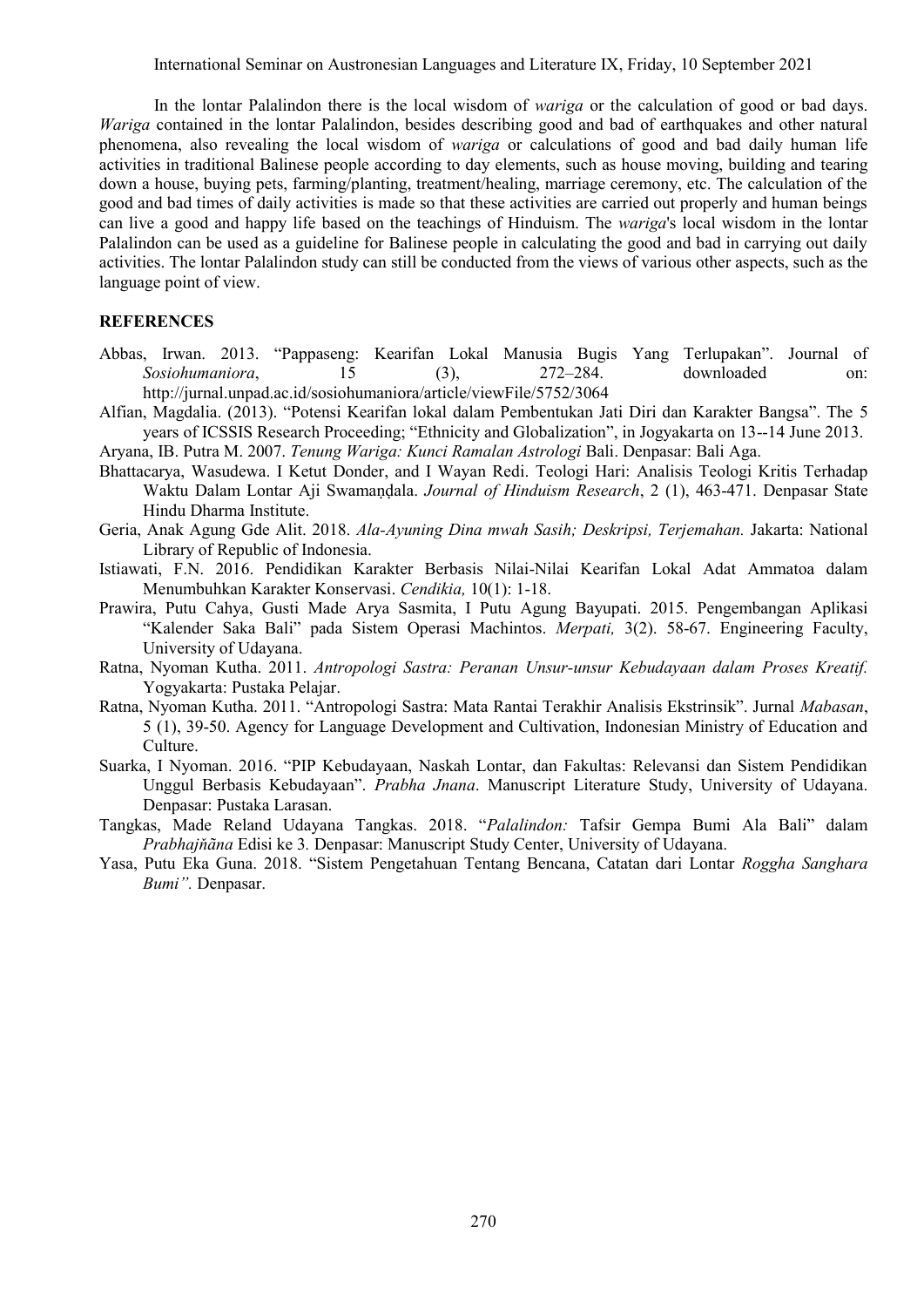In the lontar Palalindon there is the local wisdom of *wariga* or the calculation of good or bad days. *Wariga* contained in the lontar Palalindon, besides describing good and bad of earthquakes and other natural phenomena, also revealing the local wisdom of *wariga* or calculations of good and bad daily human life activities in traditional Balinese people according to day elements, such as house moving, building and tearing down a house, buying pets, farming/planting, treatment/healing, marriage ceremony, etc. The calculation of the good and bad times of daily activities is made so that these activities are carried out properly and human beings can live a good and happy life based on the teachings of Hinduism. The *wariga*'s local wisdom in the lontar Palalindon can be used as a guideline for Balinese people in calculating the good and bad in carrying out daily activities. The lontar Palalindon study can still be conducted from the views of various other aspects, such as the language point of view.

## REFERENCES

Abbas, Irwan. 2013. "Pappaseng: Kearifan Lokal Manusia Bugis Yang Terlupakan". Journal of *Sosiohumaniora*, 15 (3), 272–284. downloaded on: http://jurnal.unpad.ac.id/sosiohumaniora/article/viewFile/5752/3064

Alfian, Magdalia. (2013). "Potensi Kearifan lokal dalam Pembentukan Jati Diri dan Karakter Bangsa". The 5 years of ICSSIS Research Proceeding; "Ethnicity and Globalization", in Jogyakarta on 13--14 June 2013.

Aryana, IB. Putra M. 2007. *Tenung Wariga: Kunci Ramalan Astrologi* Bali. Denpasar: Bali Aga.

Bhattacarya, Wasudewa. I Ketut Donder, and I Wayan Redi. Teologi Hari: Analisis Teologi Kritis Terhadap Waktu Dalam Lontar Aji Swamaṇḍala. *Journal of Hinduism Research*, 2 (1), 463-471. Denpasar State Hindu Dharma Institute.

Geria, Anak Agung Gde Alit. 2018. *Ala-Ayuning Dina mwah Sasih; Deskripsi, Terjemahan.* Jakarta: National Library of Republic of Indonesia.

Istiawati, F.N. 2016. Pendidikan Karakter Berbasis Nilai-Nilai Kearifan Lokal Adat Ammatoa dalam Menumbuhkan Karakter Konservasi. *Cendikia,* 10(1): 1-18.

Prawira, Putu Cahya, Gusti Made Arya Sasmita, I Putu Agung Bayupati. 2015. Pengembangan Aplikasi "Kalender Saka Bali" pada Sistem Operasi Machintos. *Merpati,* 3(2). 58-67. Engineering Faculty, University of Udayana.

Ratna, Nyoman Kutha. 2011. *Antropologi Sastra: Peranan Unsur-unsur Kebudayaan dalam Proses Kreatif.* Yogyakarta: Pustaka Pelajar.

Ratna, Nyoman Kutha. 2011. "Antropologi Sastra: Mata Rantai Terakhir Analisis Ekstrinsik". Jurnal *Mabasan*, 5 (1), 39-50. Agency for Language Development and Cultivation, Indonesian Ministry of Education and Culture.

Suarka, I Nyoman. 2016. "PIP Kebudayaan, Naskah Lontar, dan Fakultas: Relevansi dan Sistem Pendidikan Unggul Berbasis Kebudayaan". *Prabha Jnana*. Manuscript Literature Study, University of Udayana. Denpasar: Pustaka Larasan.

Tangkas, Made Reland Udayana Tangkas. 2018. "*Palalindon:* Tafsir Gempa Bumi Ala Bali" dalam *Prabhajñãna* Edisi ke 3*.* Denpasar: Manuscript Study Center, University of Udayana.

Yasa, Putu Eka Guna. 2018. "Sistem Pengetahuan Tentang Bencana, Catatan dari Lontar *Roggha Sanghara Bumi".* Denpasar.